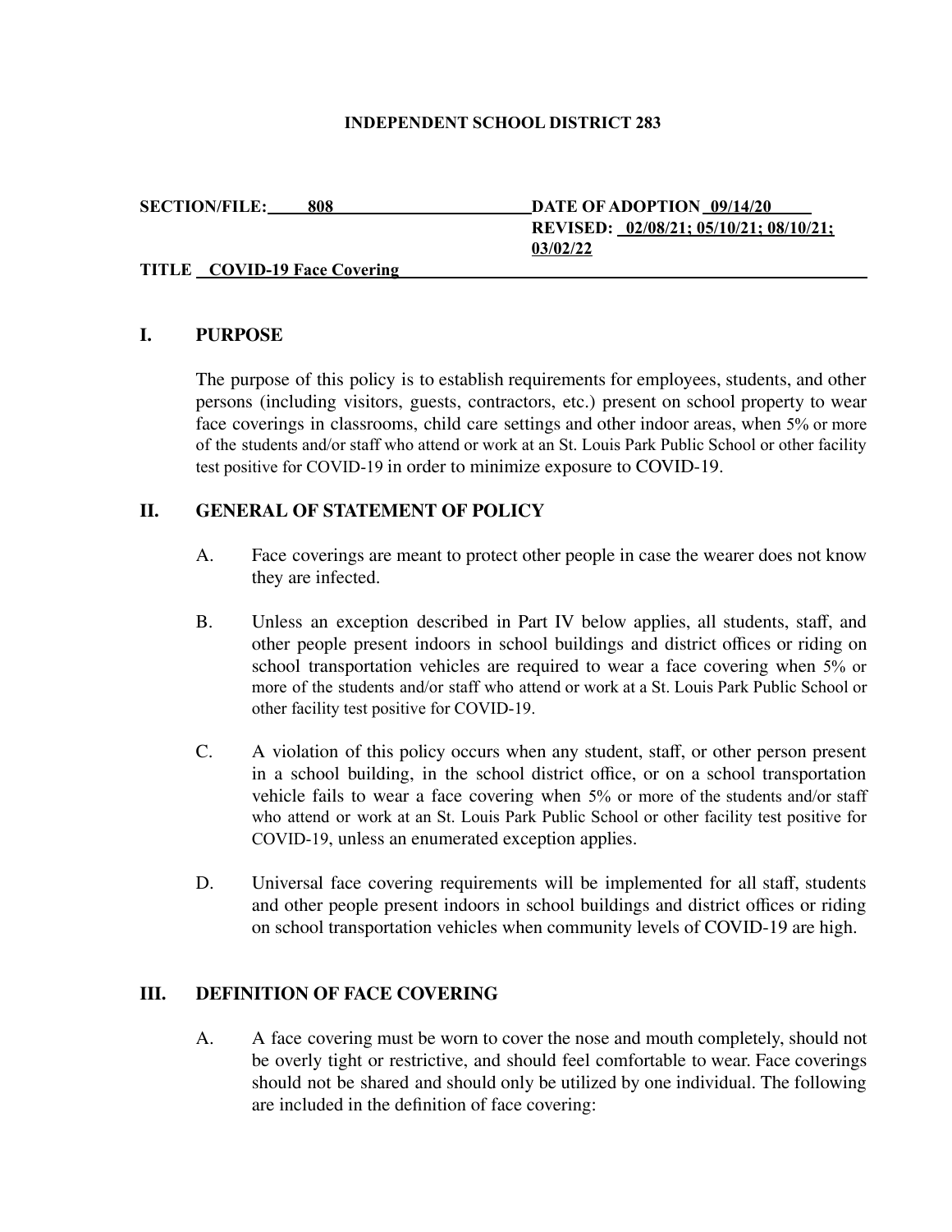**INDEPENDENT SCHOOL DISTRICT 283**

**SECTION/FILE: 808** | **DATE OF ADOPTION 09/14/20**
**REVISED: 02/08/21; 05/10/21; 08/10/21; 03/02/22**

**TITLE COVID-19 Face Covering**

## I. PURPOSE

The purpose of this policy is to establish requirements for employees, students, and other persons (including visitors, guests, contractors, etc.) present on school property to wear face coverings in classrooms, child care settings and other indoor areas, when 5% or more of the students and/or staff who attend or work at an St. Louis Park Public School or other facility test positive for COVID-19 in order to minimize exposure to COVID-19.

## II. GENERAL OF STATEMENT OF POLICY

A. Face coverings are meant to protect other people in case the wearer does not know they are infected.

B. Unless an exception described in Part IV below applies, all students, staff, and other people present indoors in school buildings and district offices or riding on school transportation vehicles are required to wear a face covering when 5% or more of the students and/or staff who attend or work at a St. Louis Park Public School or other facility test positive for COVID-19.

C. A violation of this policy occurs when any student, staff, or other person present in a school building, in the school district office, or on a school transportation vehicle fails to wear a face covering when 5% or more of the students and/or staff who attend or work at an St. Louis Park Public School or other facility test positive for COVID-19, unless an enumerated exception applies.

D. Universal face covering requirements will be implemented for all staff, students and other people present indoors in school buildings and district offices or riding on school transportation vehicles when community levels of COVID-19 are high.

## III. DEFINITION OF FACE COVERING

A. A face covering must be worn to cover the nose and mouth completely, should not be overly tight or restrictive, and should feel comfortable to wear. Face coverings should not be shared and should only be utilized by one individual. The following are included in the definition of face covering: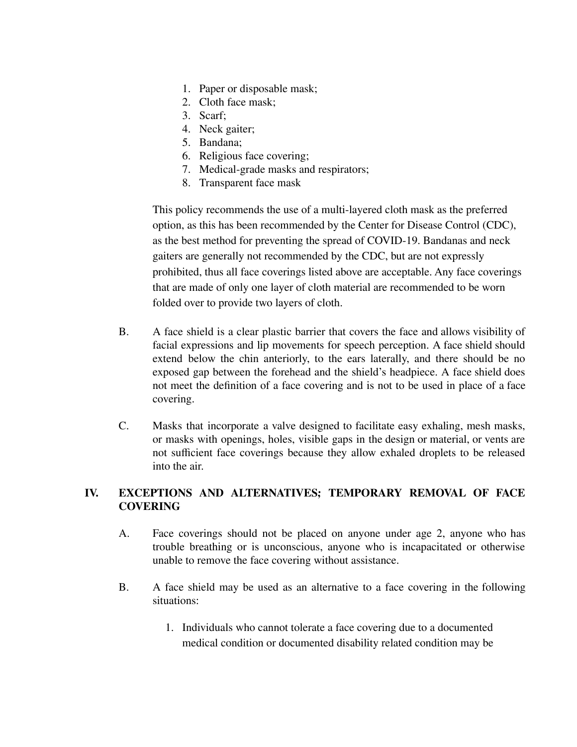1. Paper or disposable mask;
2. Cloth face mask;
3. Scarf;
4. Neck gaiter;
5. Bandana;
6. Religious face covering;
7. Medical-grade masks and respirators;
8. Transparent face mask

This policy recommends the use of a multi-layered cloth mask as the preferred option, as this has been recommended by the Center for Disease Control (CDC), as the best method for preventing the spread of COVID-19. Bandanas and neck gaiters are generally not recommended by the CDC, but are not expressly prohibited, thus all face coverings listed above are acceptable. Any face coverings that are made of only one layer of cloth material are recommended to be worn folded over to provide two layers of cloth.

B. A face shield is a clear plastic barrier that covers the face and allows visibility of facial expressions and lip movements for speech perception. A face shield should extend below the chin anteriorly, to the ears laterally, and there should be no exposed gap between the forehead and the shield's headpiece. A face shield does not meet the definition of a face covering and is not to be used in place of a face covering.

C. Masks that incorporate a valve designed to facilitate easy exhaling, mesh masks, or masks with openings, holes, visible gaps in the design or material, or vents are not sufficient face coverings because they allow exhaled droplets to be released into the air.

## IV. EXCEPTIONS AND ALTERNATIVES; TEMPORARY REMOVAL OF FACE COVERING

A. Face coverings should not be placed on anyone under age 2, anyone who has trouble breathing or is unconscious, anyone who is incapacitated or otherwise unable to remove the face covering without assistance.

B. A face shield may be used as an alternative to a face covering in the following situations:

1. Individuals who cannot tolerate a face covering due to a documented medical condition or documented disability related condition may be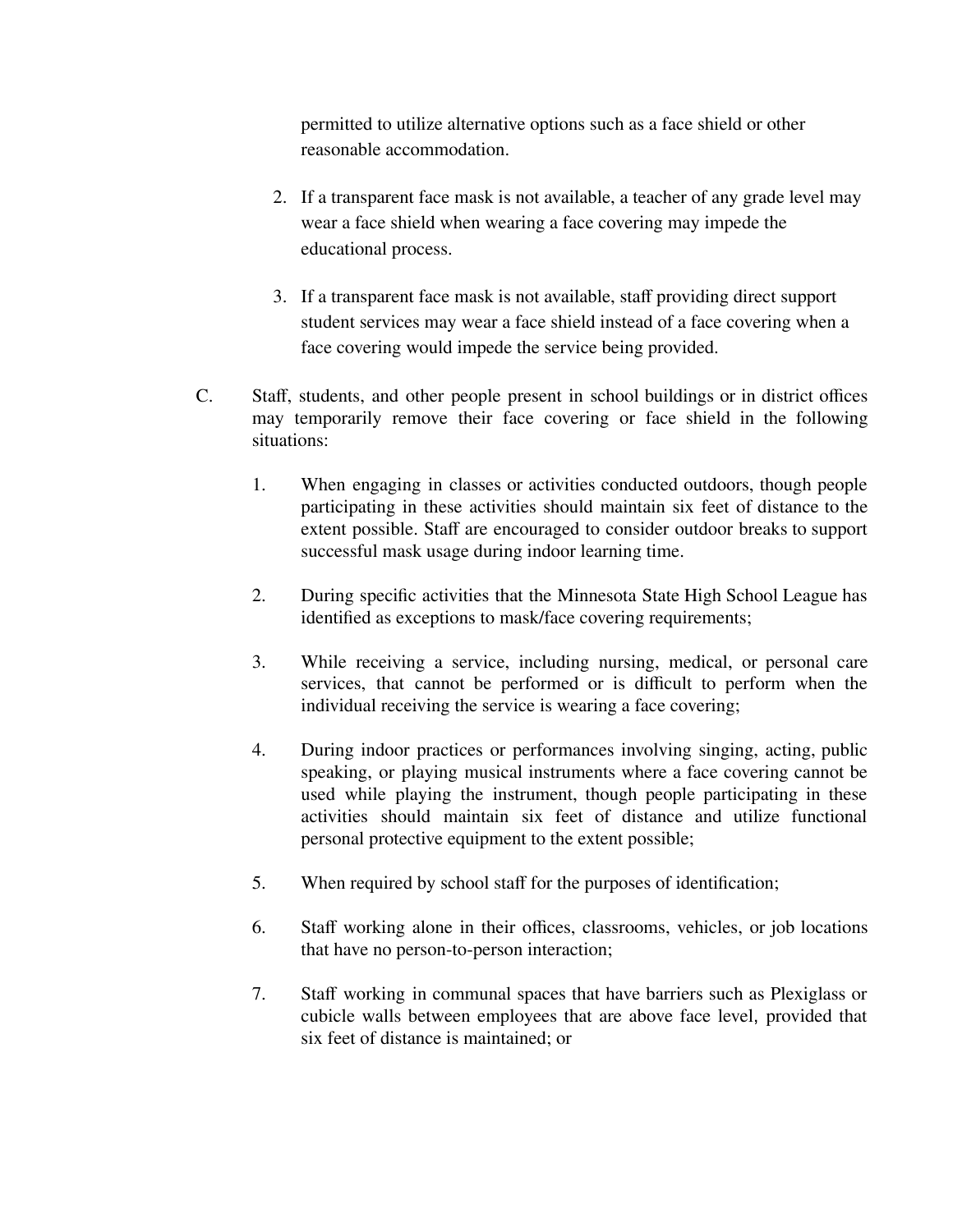permitted to utilize alternative options such as a face shield or other reasonable accommodation.

2. If a transparent face mask is not available, a teacher of any grade level may wear a face shield when wearing a face covering may impede the educational process.

3. If a transparent face mask is not available, staff providing direct support student services may wear a face shield instead of a face covering when a face covering would impede the service being provided.

C. Staff, students, and other people present in school buildings or in district offices may temporarily remove their face covering or face shield in the following situations:

1. When engaging in classes or activities conducted outdoors, though people participating in these activities should maintain six feet of distance to the extent possible. Staff are encouraged to consider outdoor breaks to support successful mask usage during indoor learning time.

2. During specific activities that the Minnesota State High School League has identified as exceptions to mask/face covering requirements;

3. While receiving a service, including nursing, medical, or personal care services, that cannot be performed or is difficult to perform when the individual receiving the service is wearing a face covering;

4. During indoor practices or performances involving singing, acting, public speaking, or playing musical instruments where a face covering cannot be used while playing the instrument, though people participating in these activities should maintain six feet of distance and utilize functional personal protective equipment to the extent possible;

5. When required by school staff for the purposes of identification;

6. Staff working alone in their offices, classrooms, vehicles, or job locations that have no person-to-person interaction;

7. Staff working in communal spaces that have barriers such as Plexiglass or cubicle walls between employees that are above face level, provided that six feet of distance is maintained; or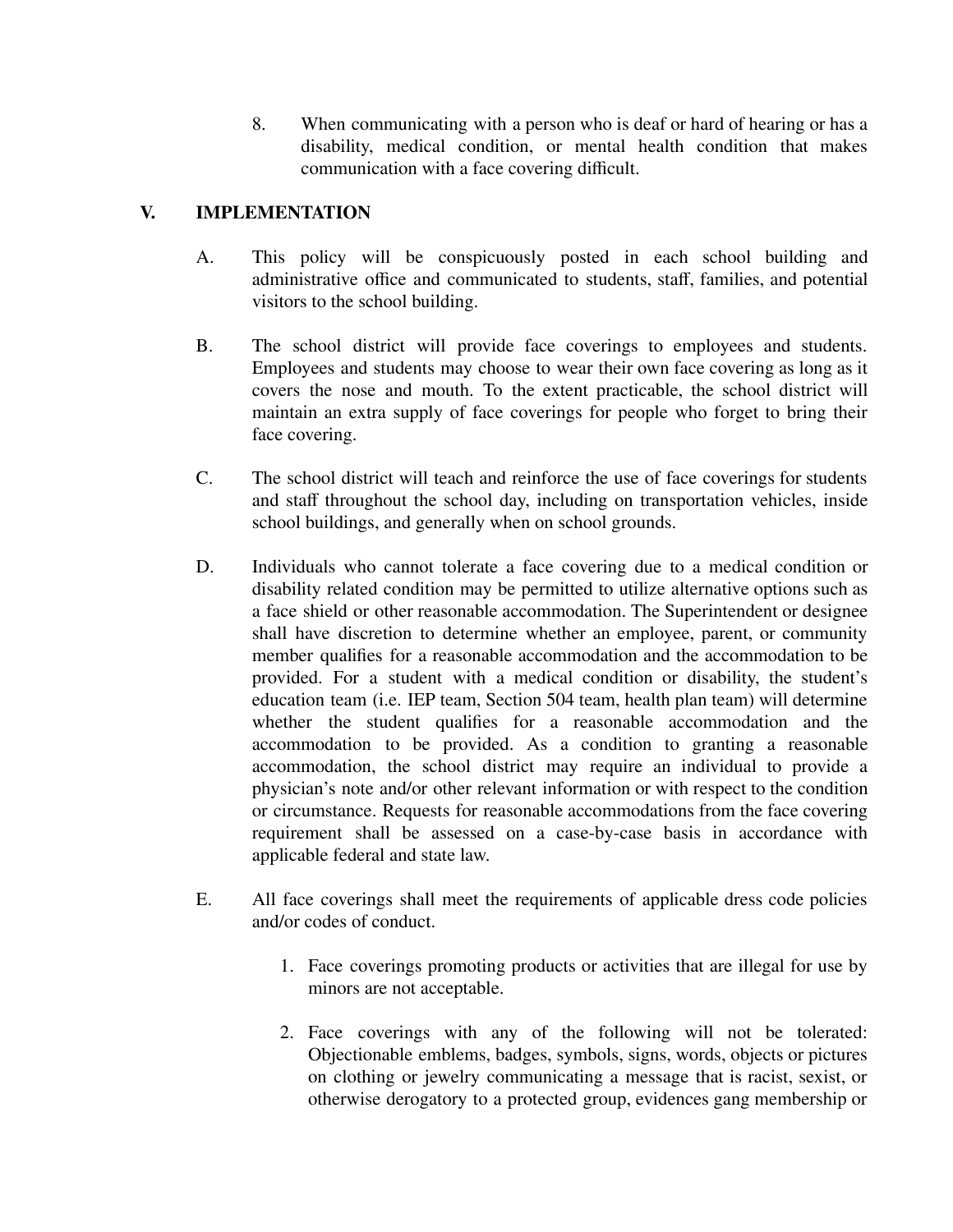8. When communicating with a person who is deaf or hard of hearing or has a disability, medical condition, or mental health condition that makes communication with a face covering difficult.

## V. IMPLEMENTATION

A. This policy will be conspicuously posted in each school building and administrative office and communicated to students, staff, families, and potential visitors to the school building.

B. The school district will provide face coverings to employees and students. Employees and students may choose to wear their own face covering as long as it covers the nose and mouth. To the extent practicable, the school district will maintain an extra supply of face coverings for people who forget to bring their face covering.

C. The school district will teach and reinforce the use of face coverings for students and staff throughout the school day, including on transportation vehicles, inside school buildings, and generally when on school grounds.

D. Individuals who cannot tolerate a face covering due to a medical condition or disability related condition may be permitted to utilize alternative options such as a face shield or other reasonable accommodation. The Superintendent or designee shall have discretion to determine whether an employee, parent, or community member qualifies for a reasonable accommodation and the accommodation to be provided. For a student with a medical condition or disability, the student's education team (i.e. IEP team, Section 504 team, health plan team) will determine whether the student qualifies for a reasonable accommodation and the accommodation to be provided. As a condition to granting a reasonable accommodation, the school district may require an individual to provide a physician's note and/or other relevant information or with respect to the condition or circumstance. Requests for reasonable accommodations from the face covering requirement shall be assessed on a case-by-case basis in accordance with applicable federal and state law.

E. All face coverings shall meet the requirements of applicable dress code policies and/or codes of conduct.

1. Face coverings promoting products or activities that are illegal for use by minors are not acceptable.

2. Face coverings with any of the following will not be tolerated: Objectionable emblems, badges, symbols, signs, words, objects or pictures on clothing or jewelry communicating a message that is racist, sexist, or otherwise derogatory to a protected group, evidences gang membership or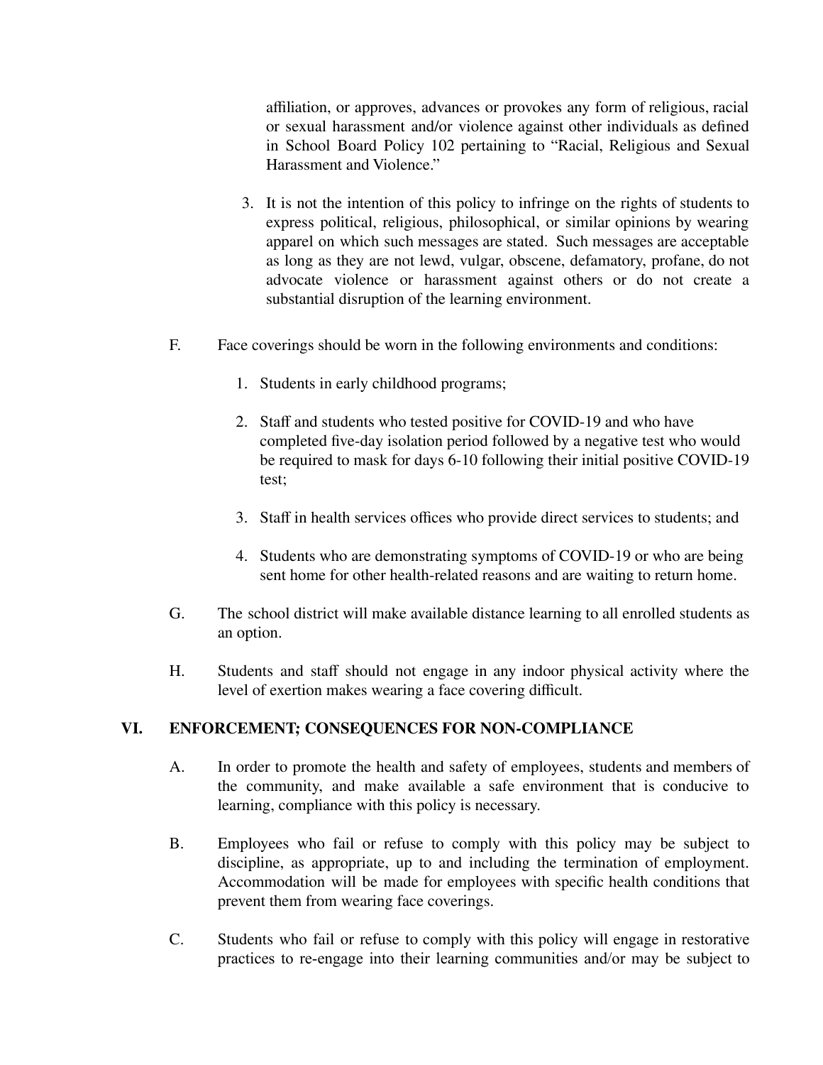affiliation, or approves, advances or provokes any form of religious, racial or sexual harassment and/or violence against other individuals as defined in School Board Policy 102 pertaining to "Racial, Religious and Sexual Harassment and Violence."

3. It is not the intention of this policy to infringe on the rights of students to express political, religious, philosophical, or similar opinions by wearing apparel on which such messages are stated. Such messages are acceptable as long as they are not lewd, vulgar, obscene, defamatory, profane, do not advocate violence or harassment against others or do not create a substantial disruption of the learning environment.

F. Face coverings should be worn in the following environments and conditions:

1. Students in early childhood programs;

2. Staff and students who tested positive for COVID-19 and who have completed five-day isolation period followed by a negative test who would be required to mask for days 6-10 following their initial positive COVID-19 test;

3. Staff in health services offices who provide direct services to students; and

4. Students who are demonstrating symptoms of COVID-19 or who are being sent home for other health-related reasons and are waiting to return home.

G. The school district will make available distance learning to all enrolled students as an option.

H. Students and staff should not engage in any indoor physical activity where the level of exertion makes wearing a face covering difficult.

## VI. ENFORCEMENT; CONSEQUENCES FOR NON-COMPLIANCE

A. In order to promote the health and safety of employees, students and members of the community, and make available a safe environment that is conducive to learning, compliance with this policy is necessary.

B. Employees who fail or refuse to comply with this policy may be subject to discipline, as appropriate, up to and including the termination of employment. Accommodation will be made for employees with specific health conditions that prevent them from wearing face coverings.

C. Students who fail or refuse to comply with this policy will engage in restorative practices to re-engage into their learning communities and/or may be subject to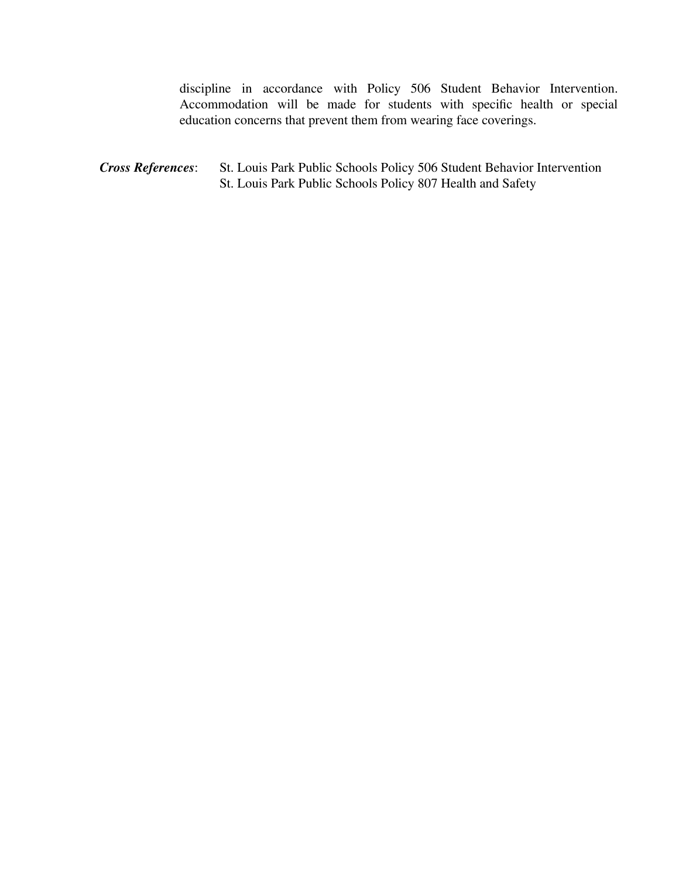discipline in accordance with Policy 506 Student Behavior Intervention. Accommodation will be made for students with specific health or special education concerns that prevent them from wearing face coverings.

***Cross References***: St. Louis Park Public Schools Policy 506 Student Behavior Intervention
St. Louis Park Public Schools Policy 807 Health and Safety